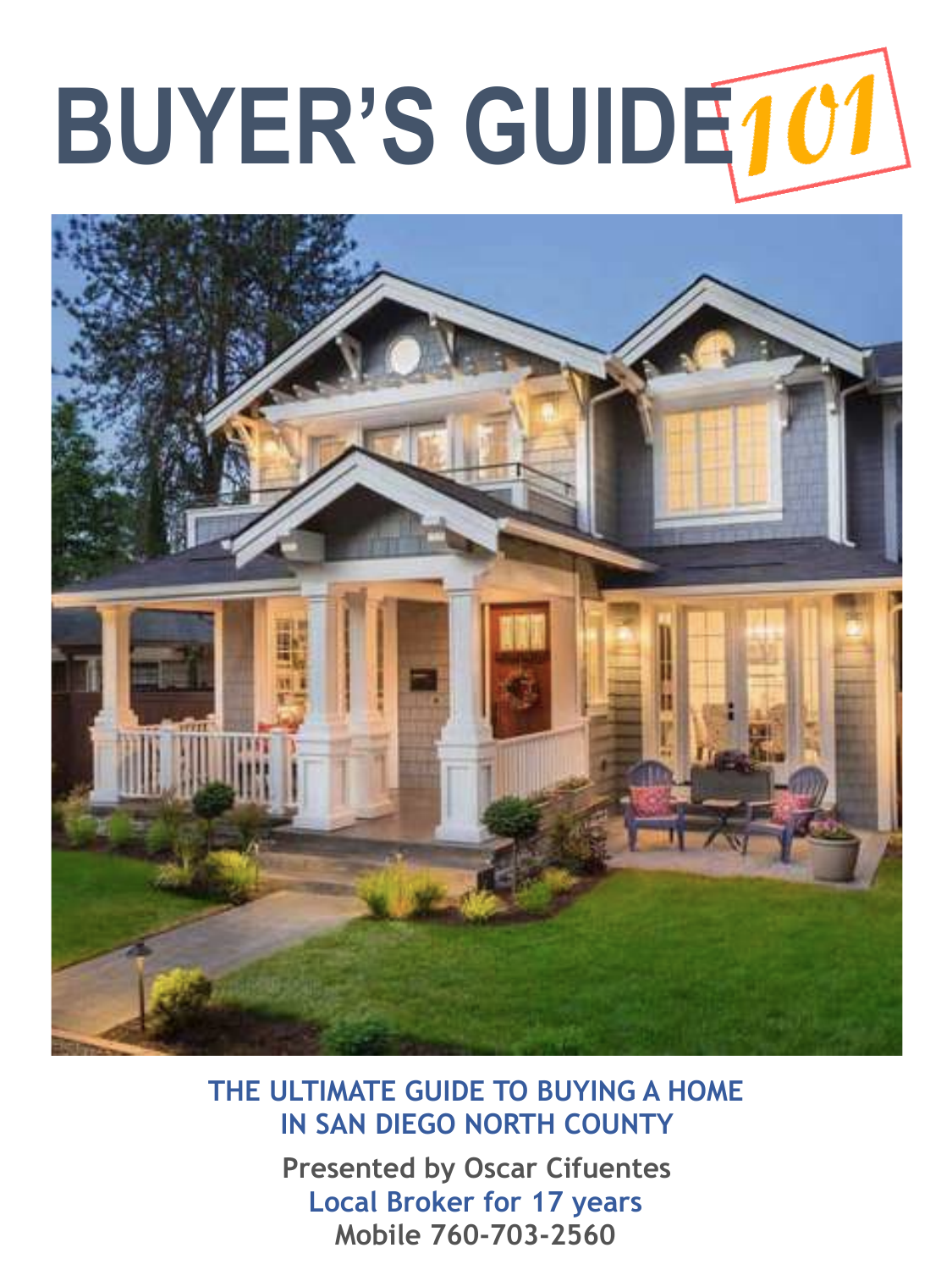# BUYER'S GUIDE 101

**THE ULTIMATE GUIDE TO BUYING A HOME IN SAN DIEGO NORTH COUNTY**

**Presented by Oscar Cifuentes**

**Local Broker for 17 years**

**Mobile 760-703-2560**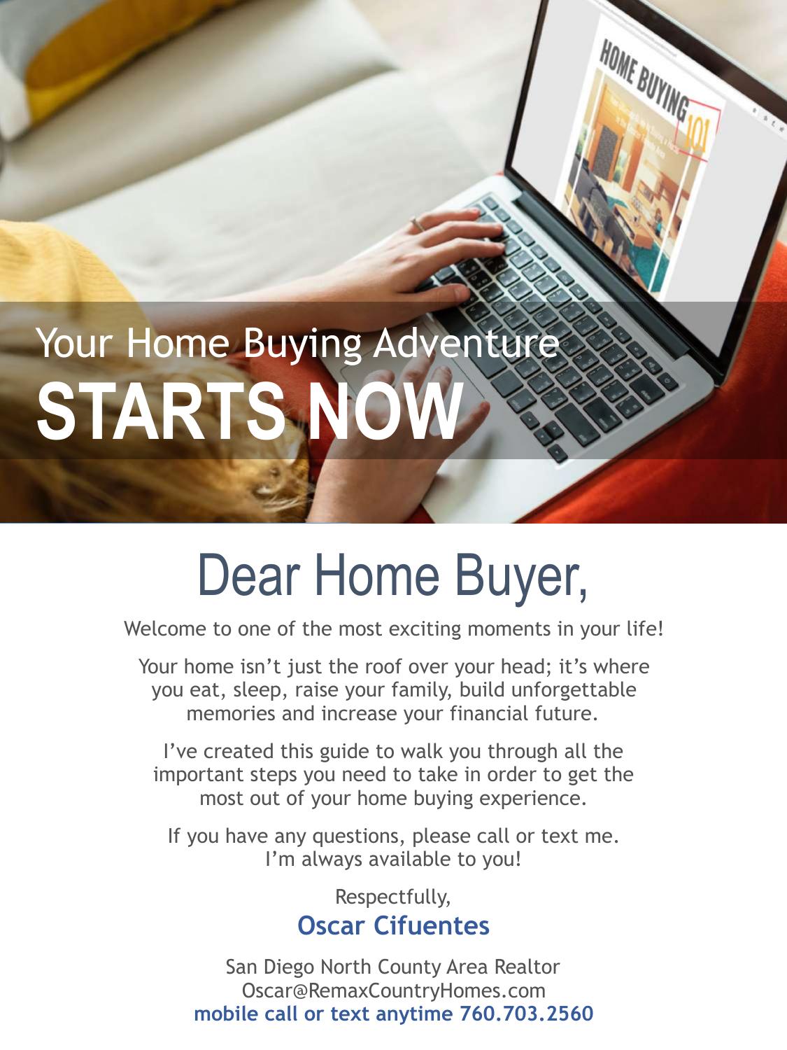# Your Home Buying Adventure **STARTS NOW**

## Dear Home Buyer,

Welcome to one of the most exciting moments in your life!

Your home isn't just the roof over your head; it's where you eat, sleep, raise your family, build unforgettable memories and increase your financial future.

I've created this guide to walk you through all the important steps you need to take in order to get the most out of your home buying experience.

If you have any questions, please call or text me. I'm always available to you!

Respectfully,

**Oscar Cifuentes**

San Diego North County Area Realtor
Oscar@RemaxCountryHomes.com
**mobile call or text anytime 760.703.2560**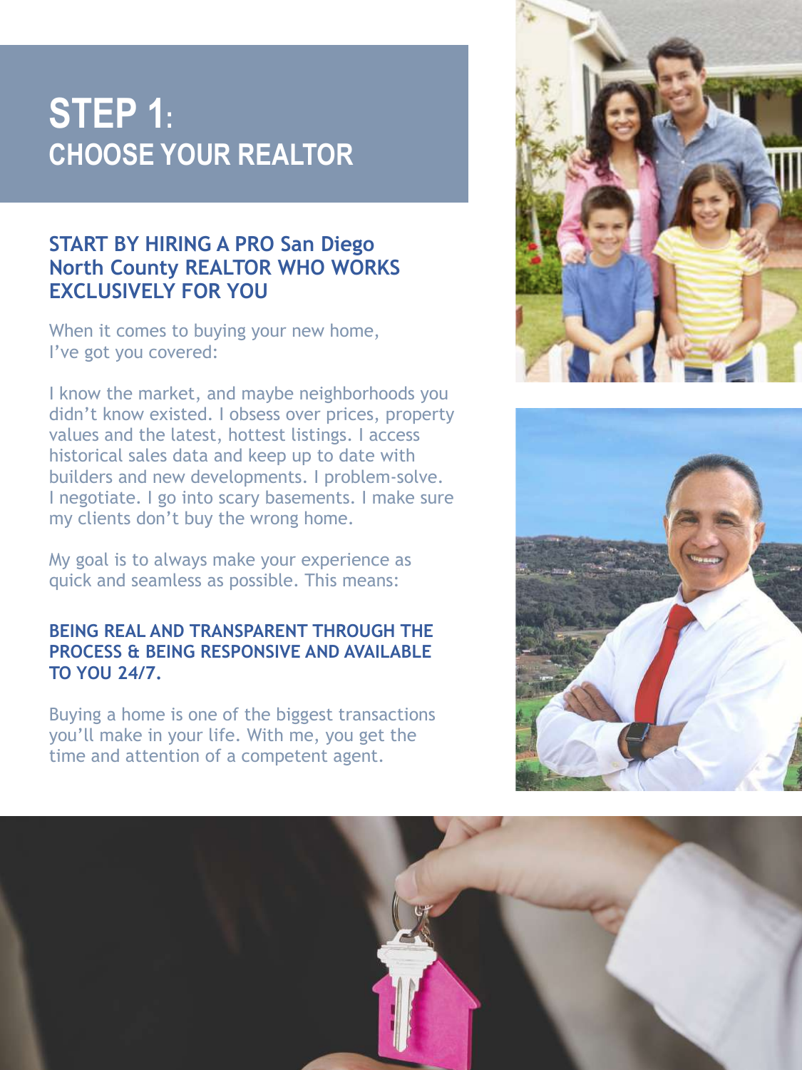# STEP 1:
## CHOOSE YOUR REALTOR

### START BY HIRING A PRO San Diego North County REALTOR WHO WORKS EXCLUSIVELY FOR YOU

When it comes to buying your new home, I've got you covered:

I know the market, and maybe neighborhoods you didn't know existed. I obsess over prices, property values and the latest, hottest listings. I access historical sales data and keep up to date with builders and new developments. I problem-solve. I negotiate. I go into scary basements. I make sure my clients don't buy the wrong home.

My goal is to always make your experience as quick and seamless as possible. This means:

### BEING REAL AND TRANSPARENT THROUGH THE PROCESS & BEING RESPONSIVE AND AVAILABLE TO YOU 24/7.

Buying a home is one of the biggest transactions you'll make in your life. With me, you get the time and attention of a competent agent.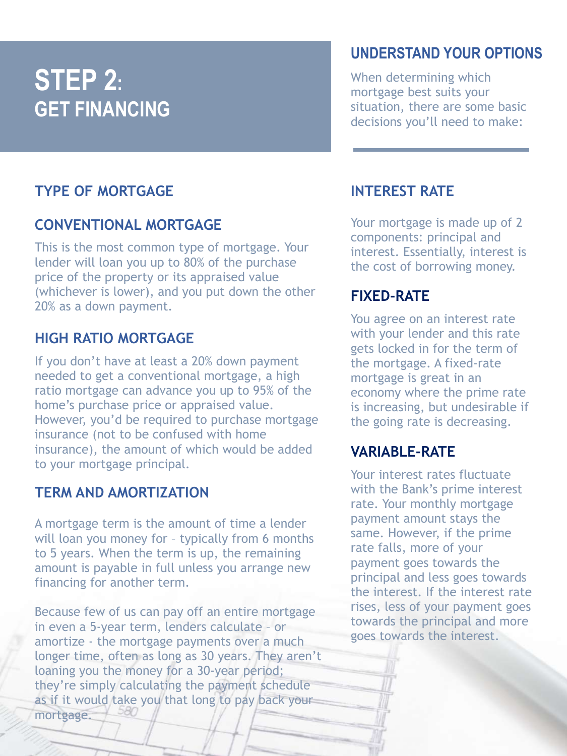# STEP 2: GET FINANCING

## UNDERSTAND YOUR OPTIONS

When determining which mortgage best suits your situation, there are some basic decisions you'll need to make:

## TYPE OF MORTGAGE

### CONVENTIONAL MORTGAGE

This is the most common type of mortgage. Your lender will loan you up to 80% of the purchase price of the property or its appraised value (whichever is lower), and you put down the other 20% as a down payment.

### HIGH RATIO MORTGAGE

If you don't have at least a 20% down payment needed to get a conventional mortgage, a high ratio mortgage can advance you up to 95% of the home's purchase price or appraised value. However, you'd be required to purchase mortgage insurance (not to be confused with home insurance), the amount of which would be added to your mortgage principal.

### TERM AND AMORTIZATION

A mortgage term is the amount of time a lender will loan you money for – typically from 6 months to 5 years. When the term is up, the remaining amount is payable in full unless you arrange new financing for another term.

Because few of us can pay off an entire mortgage in even a 5-year term, lenders calculate - or amortize - the mortgage payments over a much longer time, often as long as 30 years. They aren't loaning you the money for a 30-year period; they're simply calculating the payment schedule as if it would take you that long to pay back your mortgage.

## INTEREST RATE

Your mortgage is made up of 2 components: principal and interest. Essentially, interest is the cost of borrowing money.

### FIXED-RATE

You agree on an interest rate with your lender and this rate gets locked in for the term of the mortgage. A fixed-rate mortgage is great in an economy where the prime rate is increasing, but undesirable if the going rate is decreasing.

### VARIABLE-RATE

Your interest rates fluctuate with the Bank's prime interest rate. Your monthly mortgage payment amount stays the same. However, if the prime rate falls, more of your payment goes towards the principal and less goes towards the interest. If the interest rate rises, less of your payment goes towards the principal and more goes towards the interest.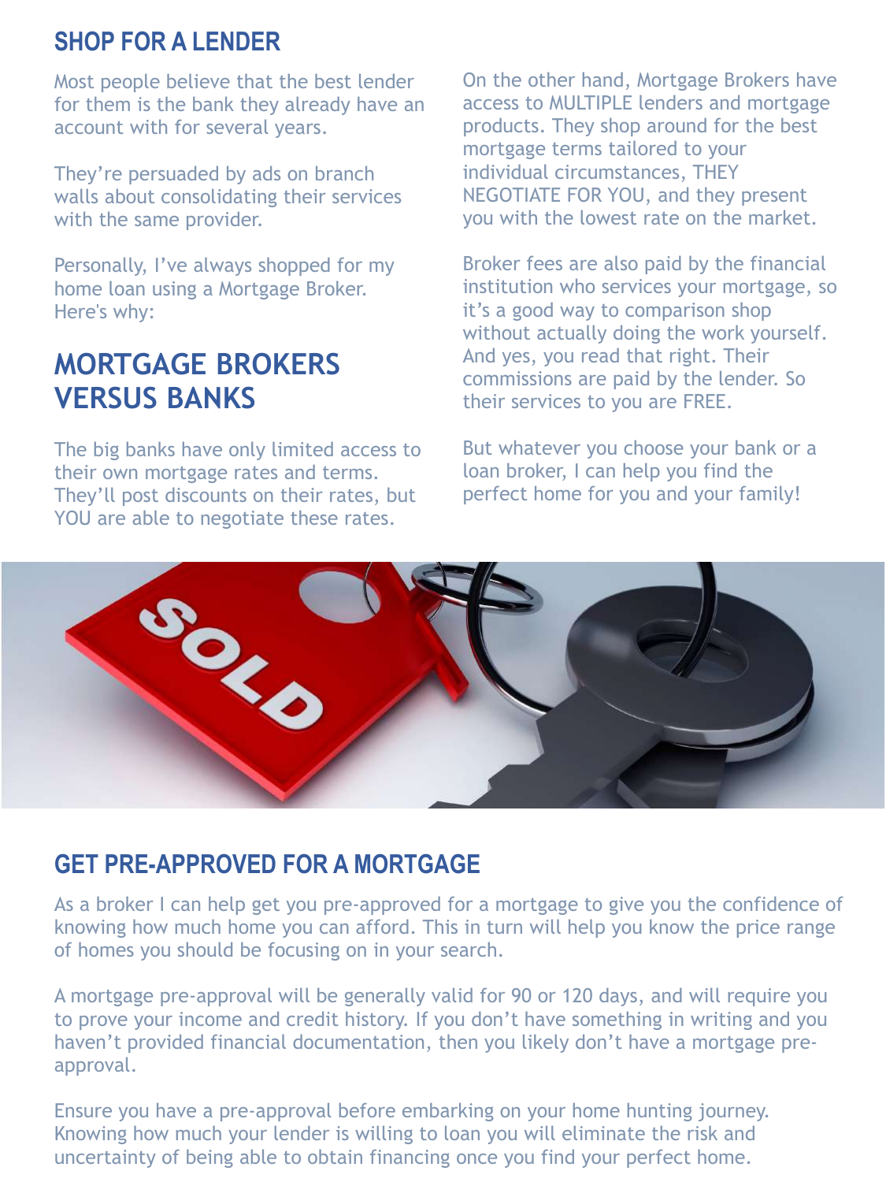## SHOP FOR A LENDER

Most people believe that the best lender for them is the bank they already have an account with for several years.

They're persuaded by ads on branch walls about consolidating their services with the same provider.

Personally, I've always shopped for my home loan using a Mortgage Broker. Here's why:

## MORTGAGE BROKERS VERSUS BANKS

The big banks have only limited access to their own mortgage rates and terms. They'll post discounts on their rates, but YOU are able to negotiate these rates.

On the other hand, Mortgage Brokers have access to MULTIPLE lenders and mortgage products. They shop around for the best mortgage terms tailored to your individual circumstances, THEY NEGOTIATE FOR YOU, and they present you with the lowest rate on the market.

Broker fees are also paid by the financial institution who services your mortgage, so it's a good way to comparison shop without actually doing the work yourself. And yes, you read that right. Their commissions are paid by the lender. So their services to you are FREE.

But whatever you choose your bank or a loan broker, I can help you find the perfect home for you and your family!

## GET PRE-APPROVED FOR A MORTGAGE

As a broker I can help get you pre-approved for a mortgage to give you the confidence of knowing how much home you can afford. This in turn will help you know the price range of homes you should be focusing on in your search.

A mortgage pre-approval will be generally valid for 90 or 120 days, and will require you to prove your income and credit history. If you don't have something in writing and you haven't provided financial documentation, then you likely don't have a mortgage pre-approval.

Ensure you have a pre-approval before embarking on your home hunting journey. Knowing how much your lender is willing to loan you will eliminate the risk and uncertainty of being able to obtain financing once you find your perfect home.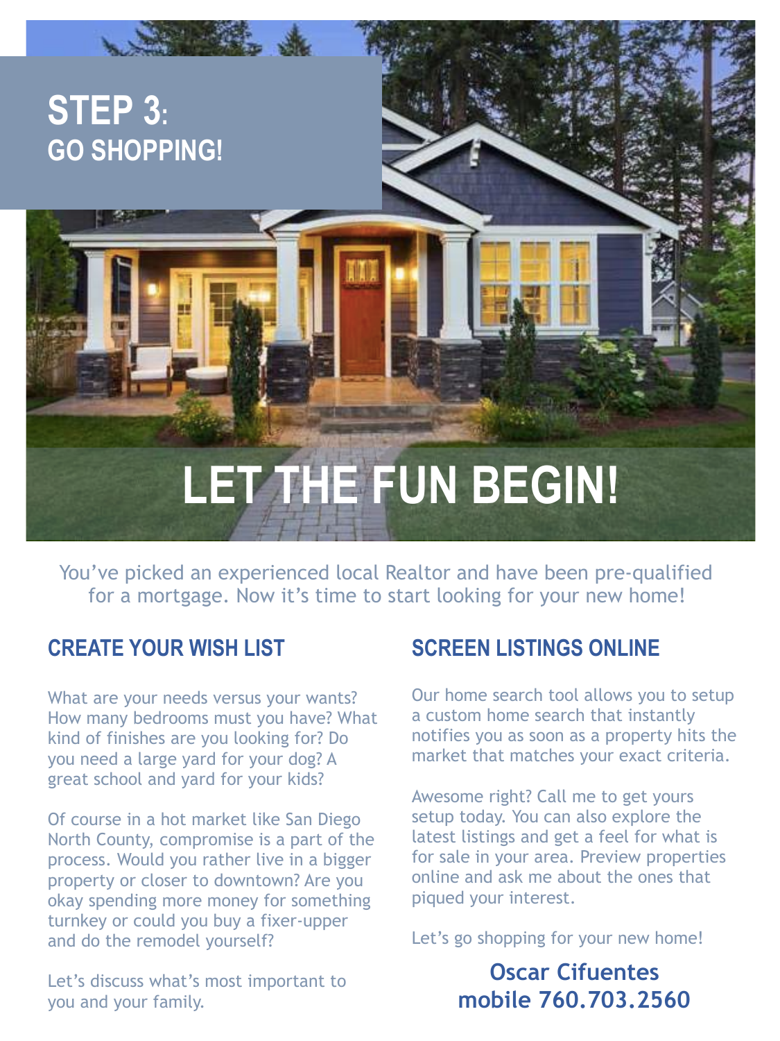# STEP 3: GO SHOPPING!

## LET THE FUN BEGIN!

You've picked an experienced local Realtor and have been pre-qualified for a mortgage. Now it's time to start looking for your new home!

### CREATE YOUR WISH LIST

What are your needs versus your wants? How many bedrooms must you have? What kind of finishes are you looking for? Do you need a large yard for your dog? A great school and yard for your kids?

Of course in a hot market like San Diego North County, compromise is a part of the process. Would you rather live in a bigger property or closer to downtown? Are you okay spending more money for something turnkey or could you buy a fixer-upper and do the remodel yourself?

Let's discuss what's most important to you and your family.

### SCREEN LISTINGS ONLINE

Our home search tool allows you to setup a custom home search that instantly notifies you as soon as a property hits the market that matches your exact criteria.

Awesome right? Call me to get yours setup today. You can also explore the latest listings and get a feel for what is for sale in your area. Preview properties online and ask me about the ones that piqued your interest.

Let's go shopping for your new home!

**Oscar Cifuentes**
**mobile 760.703.2560**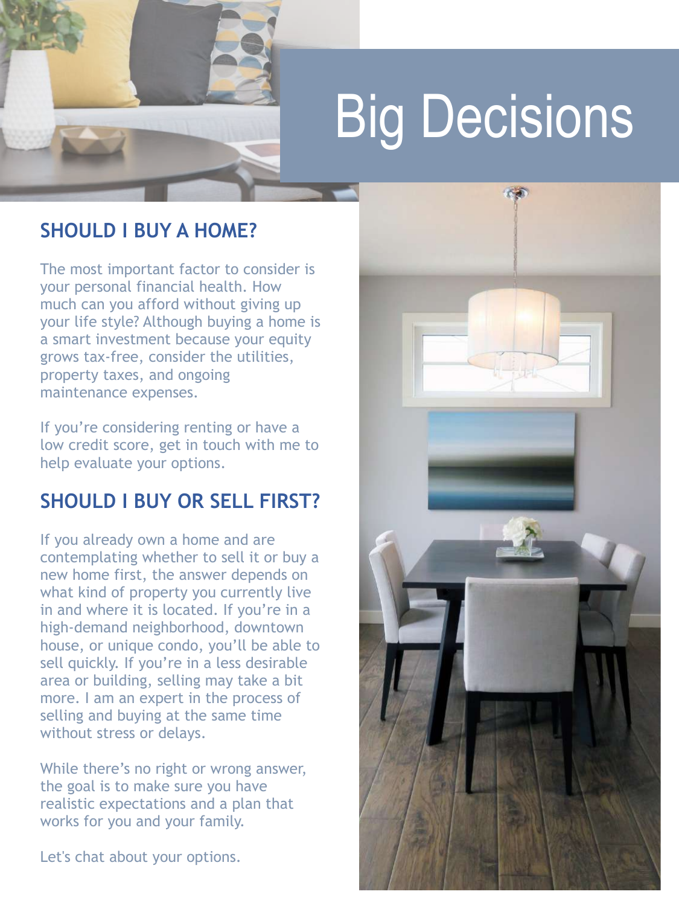# Big Decisions

## SHOULD I BUY A HOME?

The most important factor to consider is your personal financial health. How much can you afford without giving up your life style? Although buying a home is a smart investment because your equity grows tax-free, consider the utilities, property taxes, and ongoing maintenance expenses.

If you're considering renting or have a low credit score, get in touch with me to help evaluate your options.

## SHOULD I BUY OR SELL FIRST?

If you already own a home and are contemplating whether to sell it or buy a new home first, the answer depends on what kind of property you currently live in and where it is located. If you're in a high-demand neighborhood, downtown house, or unique condo, you'll be able to sell quickly. If you're in a less desirable area or building, selling may take a bit more. I am an expert in the process of selling and buying at the same time without stress or delays.

While there's no right or wrong answer, the goal is to make sure you have realistic expectations and a plan that works for you and your family.

Let's chat about your options.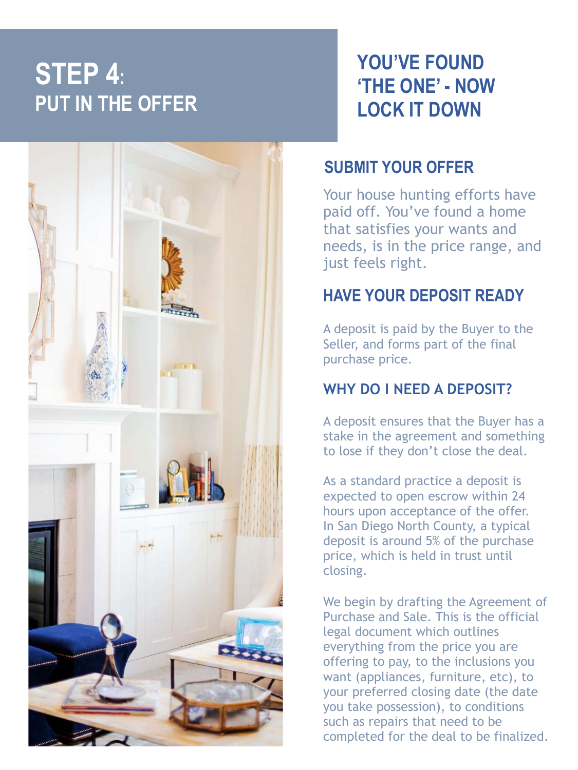# STEP 4: PUT IN THE OFFER

## YOU'VE FOUND 'THE ONE' - NOW LOCK IT DOWN

### SUBMIT YOUR OFFER

Your house hunting efforts have paid off. You've found a home that satisfies your wants and needs, is in the price range, and just feels right.

### HAVE YOUR DEPOSIT READY

A deposit is paid by the Buyer to the Seller, and forms part of the final purchase price.

### WHY DO I NEED A DEPOSIT?

A deposit ensures that the Buyer has a stake in the agreement and something to lose if they don't close the deal.

As a standard practice a deposit is expected to open escrow within 24 hours upon acceptance of the offer. In San Diego North County, a typical deposit is around 5% of the purchase price, which is held in trust until closing.

We begin by drafting the Agreement of Purchase and Sale. This is the official legal document which outlines everything from the price you are offering to pay, to the inclusions you want (appliances, furniture, etc), to your preferred closing date (the date you take possession), to conditions such as repairs that need to be completed for the deal to be finalized.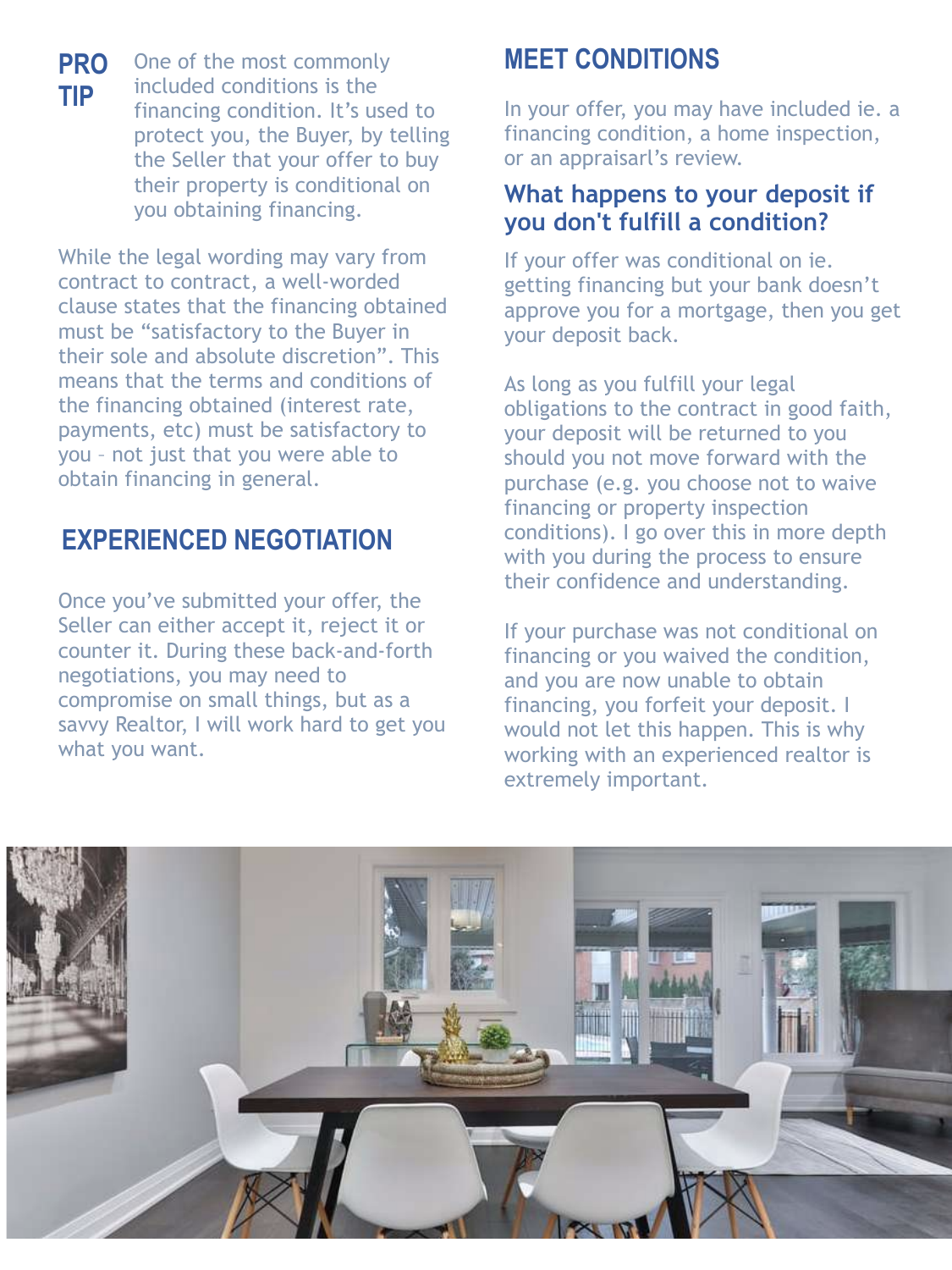**PRO TIP** One of the most commonly included conditions is the financing condition. It's used to protect you, the Buyer, by telling the Seller that your offer to buy their property is conditional on you obtaining financing.

While the legal wording may vary from contract to contract, a well-worded clause states that the financing obtained must be "satisfactory to the Buyer in their sole and absolute discretion". This means that the terms and conditions of the financing obtained (interest rate, payments, etc) must be satisfactory to you – not just that you were able to obtain financing in general.

## EXPERIENCED NEGOTIATION

Once you've submitted your offer, the Seller can either accept it, reject it or counter it. During these back-and-forth negotiations, you may need to compromise on small things, but as a savvy Realtor, I will work hard to get you what you want.

## MEET CONDITIONS

In your offer, you may have included ie. a financing condition, a home inspection, or an appraisarl's review.

### What happens to your deposit if you don't fulfill a condition?

If your offer was conditional on ie. getting financing but your bank doesn't approve you for a mortgage, then you get your deposit back.

As long as you fulfill your legal obligations to the contract in good faith, your deposit will be returned to you should you not move forward with the purchase (e.g. you choose not to waive financing or property inspection conditions). I go over this in more depth with you during the process to ensure their confidence and understanding.

If your purchase was not conditional on financing or you waived the condition, and you are now unable to obtain financing, you forfeit your deposit. I would not let this happen. This is why working with an experienced realtor is extremely important.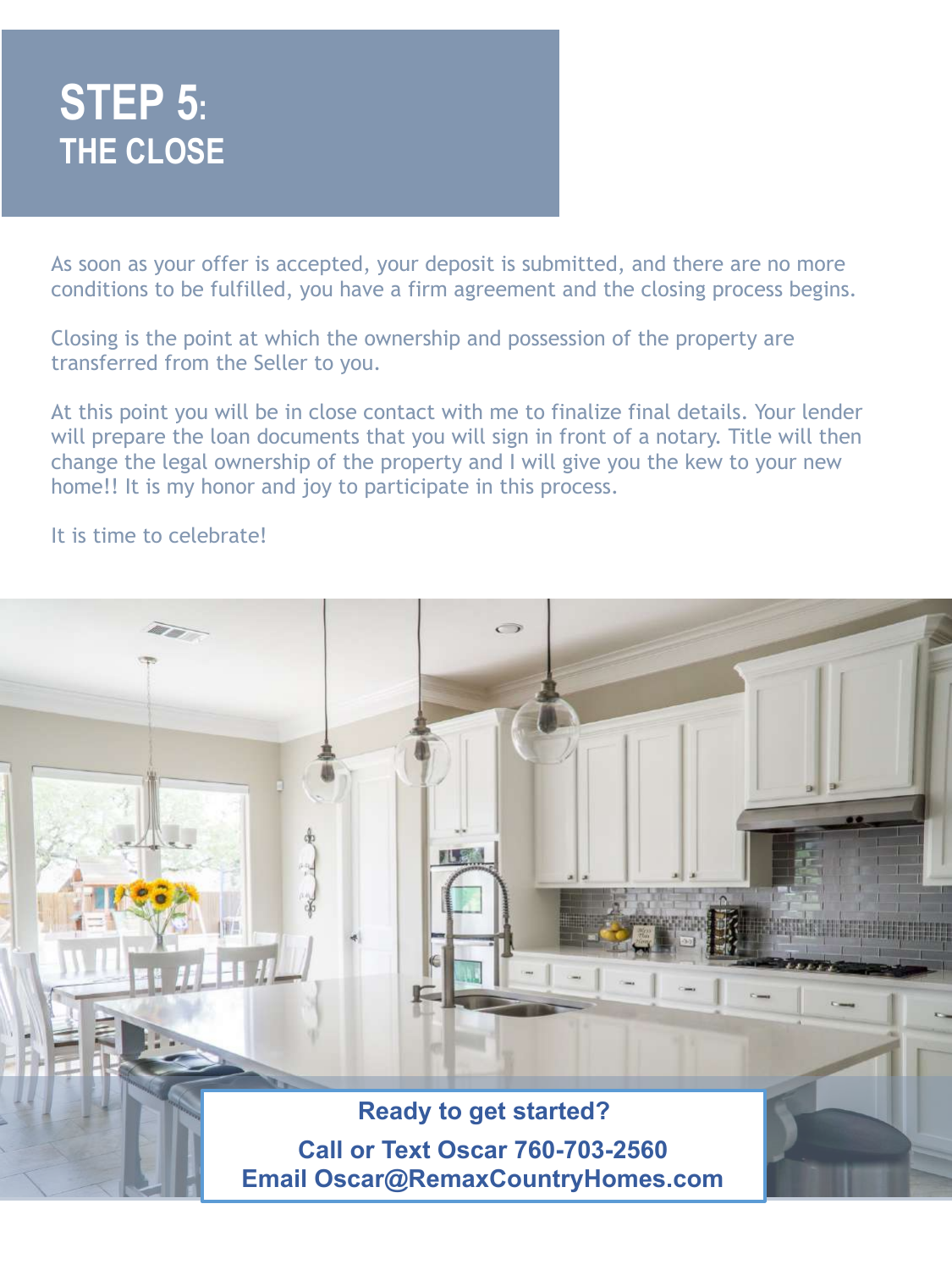# STEP 5:
## THE CLOSE

As soon as your offer is accepted, your deposit is submitted, and there are no more conditions to be fulfilled, you have a firm agreement and the closing process begins.

Closing is the point at which the ownership and possession of the property are transferred from the Seller to you.

At this point you will be in close contact with me to finalize final details. Your lender will prepare the loan documents that you will sign in front of a notary. Title will then change the legal ownership of the property and I will give you the kew to your new home!! It is my honor and joy to participate in this process.

It is time to celebrate!

**Ready to get started?**

**Call or Text Oscar 760-703-2560**
**Email Oscar@RemaxCountryHomes.com**